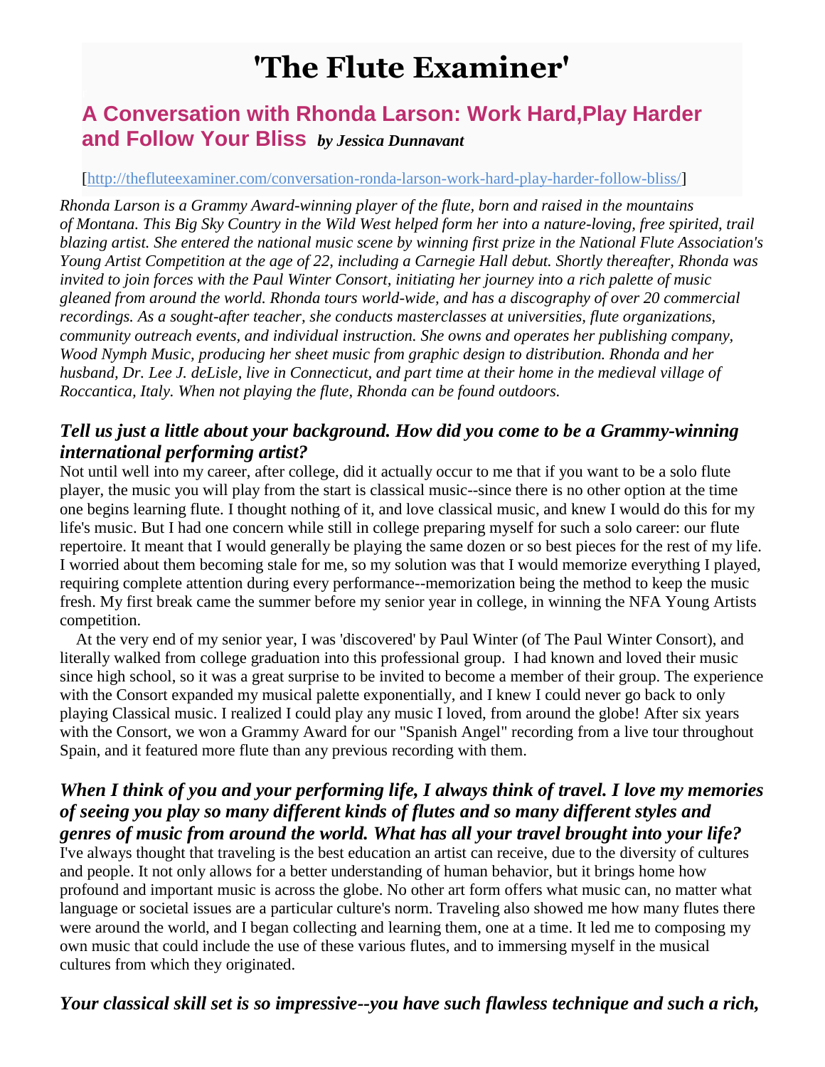# 'The Flute Examiner'

## A Conversation with Rhonda Larson: Work Hard,Play Harder and Follow Your Bliss *by Jessica Dunnavant*

[http://thefluteexaminer.com/conversation-ronda-larson-work-hard-play-harder-follow-bliss/]

*Rhonda Larson is a Grammy Award-winning player of the flute, born and raised in the mountains of Montana. This Big Sky Country in the Wild West helped form her into a nature-loving, free spirited, trail blazing artist. She entered the national music scene by winning first prize in the National Flute Association's Young Artist Competition at the age of 22, including a Carnegie Hall debut. Shortly thereafter, Rhonda was invited to join forces with the Paul Winter Consort, initiating her journey into a rich palette of music gleaned from around the world. Rhonda tours world-wide, and has a discography of over 20 commercial recordings. As a sought-after teacher, she conducts masterclasses at universities, flute organizations, community outreach events, and individual instruction. She owns and operates her publishing company, Wood Nymph Music, producing her sheet music from graphic design to distribution. Rhonda and her husband, Dr. Lee J. deLisle, live in Connecticut, and part time at their home in the medieval village of Roccantica, Italy. When not playing the flute, Rhonda can be found outdoors.*

### *Tell us just a little about your background. How did you come to be a Grammy-winning international performing artist?*

Not until well into my career, after college, did it actually occur to me that if you want to be a solo flute player, the music you will play from the start is classical music--since there is no other option at the time one begins learning flute. I thought nothing of it, and love classical music, and knew I would do this for my life's music. But I had one concern while still in college preparing myself for such a solo career: our flute repertoire. It meant that I would generally be playing the same dozen or so best pieces for the rest of my life. I worried about them becoming stale for me, so my solution was that I would memorize everything I played, requiring complete attention during every performance--memorization being the method to keep the music fresh. My first break came the summer before my senior year in college, in winning the NFA Young Artists competition.

At the very end of my senior year, I was 'discovered' by Paul Winter (of The Paul Winter Consort), and literally walked from college graduation into this professional group. I had known and loved their music since high school, so it was a great surprise to be invited to become a member of their group. The experience with the Consort expanded my musical palette exponentially, and I knew I could never go back to only playing Classical music. I realized I could play any music I loved, from around the globe! After six years with the Consort, we won a Grammy Award for our "Spanish Angel" recording from a live tour throughout Spain, and it featured more flute than any previous recording with them.

### *When I think of you and your performing life, I always think of travel. I love my memories of seeing you play so many different kinds of flutes and so many different styles and genres of music from around the world. What has all your travel brought into your life?*

I've always thought that traveling is the best education an artist can receive, due to the diversity of cultures and people. It not only allows for a better understanding of human behavior, but it brings home how profound and important music is across the globe. No other art form offers what music can, no matter what language or societal issues are a particular culture's norm. Traveling also showed me how many flutes there were around the world, and I began collecting and learning them, one at a time. It led me to composing my own music that could include the use of these various flutes, and to immersing myself in the musical cultures from which they originated.

### *Your classical skill set is so impressive--you have such flawless technique and such a rich,*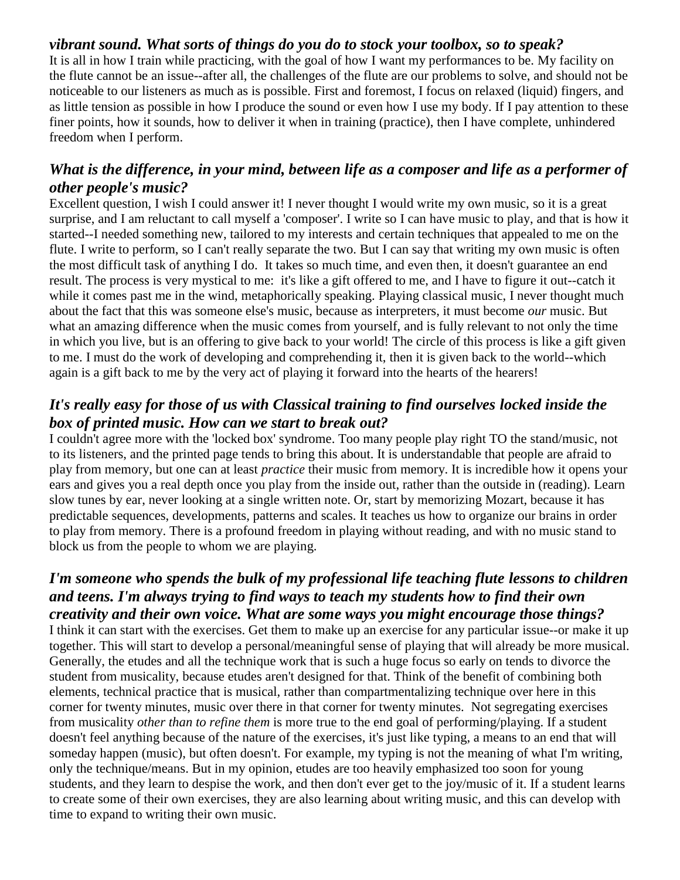### *vibrant sound. What sorts of things do you do to stock your toolbox, so to speak?*

It is all in how I train while practicing, with the goal of how I want my performances to be. My facility on the flute cannot be an issue--after all, the challenges of the flute are our problems to solve, and should not be noticeable to our listeners as much as is possible. First and foremost, I focus on relaxed (liquid) fingers, and as little tension as possible in how I produce the sound or even how I use my body. If I pay attention to these finer points, how it sounds, how to deliver it when in training (practice), then I have complete, unhindered freedom when I perform.

### *What is the difference, in your mind, between life as a composer and life as a performer of other people's music?*

Excellent question, I wish I could answer it! I never thought I would write my own music, so it is a great surprise, and I am reluctant to call myself a 'composer'. I write so I can have music to play, and that is how it started--I needed something new, tailored to my interests and certain techniques that appealed to me on the flute. I write to perform, so I can't really separate the two. But I can say that writing my own music is often the most difficult task of anything I do. It takes so much time, and even then, it doesn't guarantee an end result. The process is very mystical to me: it's like a gift offered to me, and I have to figure it out--catch it while it comes past me in the wind, metaphorically speaking. Playing classical music, I never thought much about the fact that this was someone else's music, because as interpreters, it must become *our* music. But what an amazing difference when the music comes from yourself, and is fully relevant to not only the time in which you live, but is an offering to give back to your world! The circle of this process is like a gift given to me. I must do the work of developing and comprehending it, then it is given back to the world--which again is a gift back to me by the very act of playing it forward into the hearts of the hearers!

### *It's really easy for those of us with Classical training to find ourselves locked inside the box of printed music. How can we start to break out?*

I couldn't agree more with the 'locked box' syndrome. Too many people play right TO the stand/music, not to its listeners, and the printed page tends to bring this about. It is understandable that people are afraid to play from memory, but one can at least *practice* their music from memory. It is incredible how it opens your ears and gives you a real depth once you play from the inside out, rather than the outside in (reading). Learn slow tunes by ear, never looking at a single written note. Or, start by memorizing Mozart, because it has predictable sequences, developments, patterns and scales. It teaches us how to organize our brains in order to play from memory. There is a profound freedom in playing without reading, and with no music stand to block us from the people to whom we are playing.

### *I'm someone who spends the bulk of my professional life teaching flute lessons to children and teens. I'm always trying to find ways to teach my students how to find their own creativity and their own voice. What are some ways you might encourage those things?*

I think it can start with the exercises. Get them to make up an exercise for any particular issue--or make it up together. This will start to develop a personal/meaningful sense of playing that will already be more musical. Generally, the etudes and all the technique work that is such a huge focus so early on tends to divorce the student from musicality, because etudes aren't designed for that. Think of the benefit of combining both elements, technical practice that is musical, rather than compartmentalizing technique over here in this corner for twenty minutes, music over there in that corner for twenty minutes. Not segregating exercises from musicality *other than to refine them* is more true to the end goal of performing/playing. If a student doesn't feel anything because of the nature of the exercises, it's just like typing, a means to an end that will someday happen (music), but often doesn't. For example, my typing is not the meaning of what I'm writing, only the technique/means. But in my opinion, etudes are too heavily emphasized too soon for young students, and they learn to despise the work, and then don't ever get to the joy/music of it. If a student learns to create some of their own exercises, they are also learning about writing music, and this can develop with time to expand to writing their own music.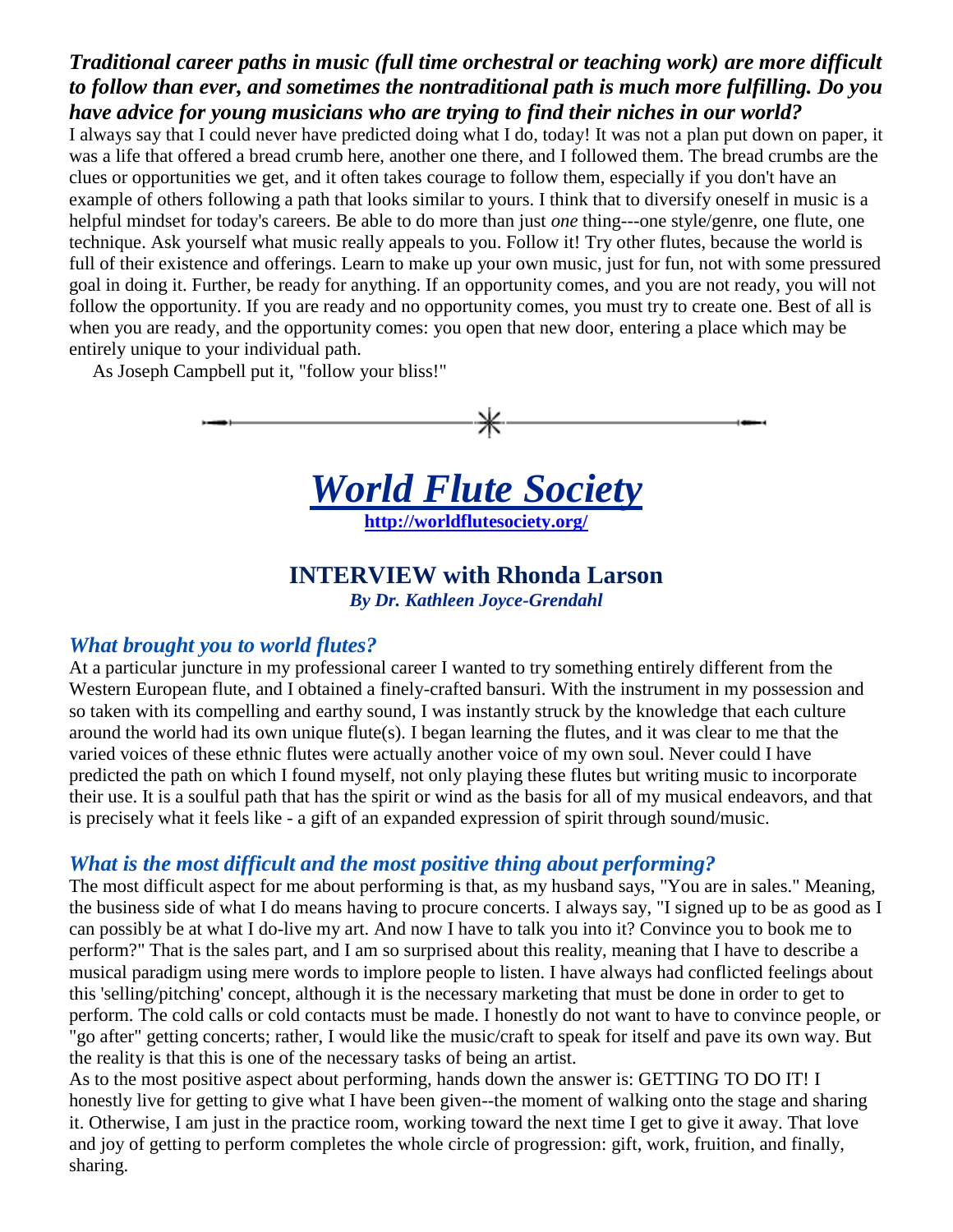***Traditional career paths in music (full time orchestral or teaching work) are more difficult to follow than ever, and sometimes the nontraditional path is much more fulfilling. Do you have advice for young musicians who are trying to find their niches in our world?***

I always say that I could never have predicted doing what I do, today! It was not a plan put down on paper, it was a life that offered a bread crumb here, another one there, and I followed them. The bread crumbs are the clues or opportunities we get, and it often takes courage to follow them, especially if you don't have an example of others following a path that looks similar to yours. I think that to diversify oneself in music is a helpful mindset for today's careers. Be able to do more than just *one* thing---one style/genre, one flute, one technique. Ask yourself what music really appeals to you. Follow it! Try other flutes, because the world is full of their existence and offerings. Learn to make up your own music, just for fun, not with some pressured goal in doing it. Further, be ready for anything. If an opportunity comes, and you are not ready, you will not follow the opportunity. If you are ready and no opportunity comes, you must try to create one. Best of all is when you are ready, and the opportunity comes: you open that new door, entering a place which may be entirely unique to your individual path.

As Joseph Campbell put it, "follow your bliss!"

---

# *World Flute Society*

**http://worldflutesociety.org/**

## INTERVIEW with Rhonda Larson

***By Dr. Kathleen Joyce-Grendahl***

### *What brought you to world flutes?*

At a particular juncture in my professional career I wanted to try something entirely different from the Western European flute, and I obtained a finely-crafted bansuri. With the instrument in my possession and so taken with its compelling and earthy sound, I was instantly struck by the knowledge that each culture around the world had its own unique flute(s). I began learning the flutes, and it was clear to me that the varied voices of these ethnic flutes were actually another voice of my own soul. Never could I have predicted the path on which I found myself, not only playing these flutes but writing music to incorporate their use. It is a soulful path that has the spirit or wind as the basis for all of my musical endeavors, and that is precisely what it feels like - a gift of an expanded expression of spirit through sound/music.

### *What is the most difficult and the most positive thing about performing?*

The most difficult aspect for me about performing is that, as my husband says, "You are in sales." Meaning, the business side of what I do means having to procure concerts. I always say, "I signed up to be as good as I can possibly be at what I do-live my art. And now I have to talk you into it? Convince you to book me to perform?" That is the sales part, and I am so surprised about this reality, meaning that I have to describe a musical paradigm using mere words to implore people to listen. I have always had conflicted feelings about this 'selling/pitching' concept, although it is the necessary marketing that must be done in order to get to perform. The cold calls or cold contacts must be made. I honestly do not want to have to convince people, or "go after" getting concerts; rather, I would like the music/craft to speak for itself and pave its own way. But the reality is that this is one of the necessary tasks of being an artist.

As to the most positive aspect about performing, hands down the answer is: GETTING TO DO IT! I honestly live for getting to give what I have been given--the moment of walking onto the stage and sharing it. Otherwise, I am just in the practice room, working toward the next time I get to give it away. That love and joy of getting to perform completes the whole circle of progression: gift, work, fruition, and finally, sharing.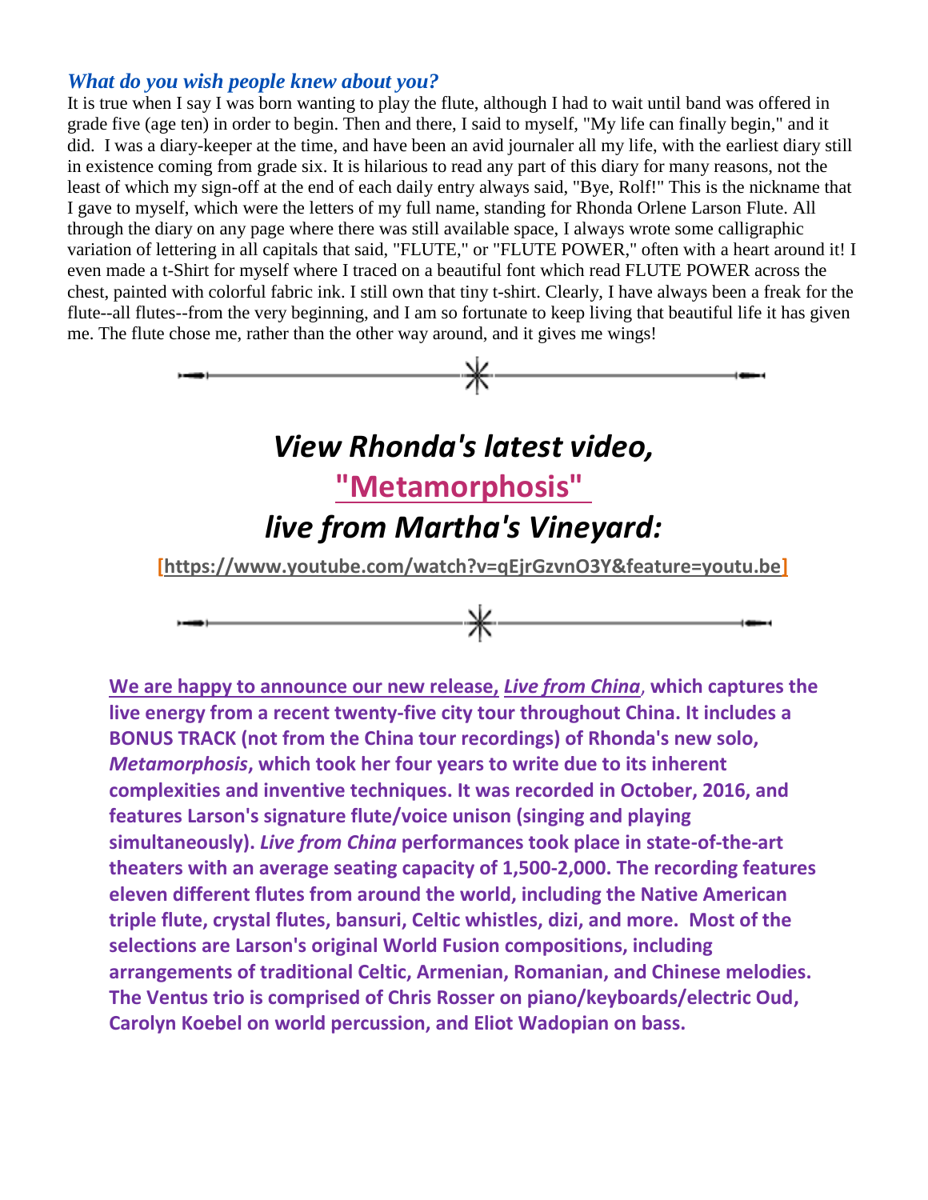### *What do you wish people knew about you?*

It is true when I say I was born wanting to play the flute, although I had to wait until band was offered in grade five (age ten) in order to begin. Then and there, I said to myself, "My life can finally begin," and it did. I was a diary-keeper at the time, and have been an avid journaler all my life, with the earliest diary still in existence coming from grade six. It is hilarious to read any part of this diary for many reasons, not the least of which my sign-off at the end of each daily entry always said, "Bye, Rolf!" This is the nickname that I gave to myself, which were the letters of my full name, standing for Rhonda Orlene Larson Flute. All through the diary on any page where there was still available space, I always wrote some calligraphic variation of lettering in all capitals that said, "FLUTE," or "FLUTE POWER," often with a heart around it! I even made a t-Shirt for myself where I traced on a beautiful font which read FLUTE POWER across the chest, painted with colorful fabric ink. I still own that tiny t-shirt. Clearly, I have always been a freak for the flute--all flutes--from the very beginning, and I am so fortunate to keep living that beautiful life it has given me. The flute chose me, rather than the other way around, and it gives me wings!

---

## *View Rhonda's latest video,*
## **"Metamorphosis"**
## *live from Martha's Vineyard:*

**[https://www.youtube.com/watch?v=qEjrGzvnO3Y&feature=youtu.be]**

---

**We are happy to announce our new release, *Live from China*, which captures the live energy from a recent twenty-five city tour throughout China. It includes a BONUS TRACK (not from the China tour recordings) of Rhonda's new solo, *Metamorphosis*, which took her four years to write due to its inherent complexities and inventive techniques. It was recorded in October, 2016, and features Larson's signature flute/voice unison (singing and playing simultaneously). *Live from China* performances took place in state-of-the-art theaters with an average seating capacity of 1,500-2,000. The recording features eleven different flutes from around the world, including the Native American triple flute, crystal flutes, bansuri, Celtic whistles, dizi, and more. Most of the selections are Larson's original World Fusion compositions, including arrangements of traditional Celtic, Armenian, Romanian, and Chinese melodies. The Ventus trio is comprised of Chris Rosser on piano/keyboards/electric Oud, Carolyn Koebel on world percussion, and Eliot Wadopian on bass.**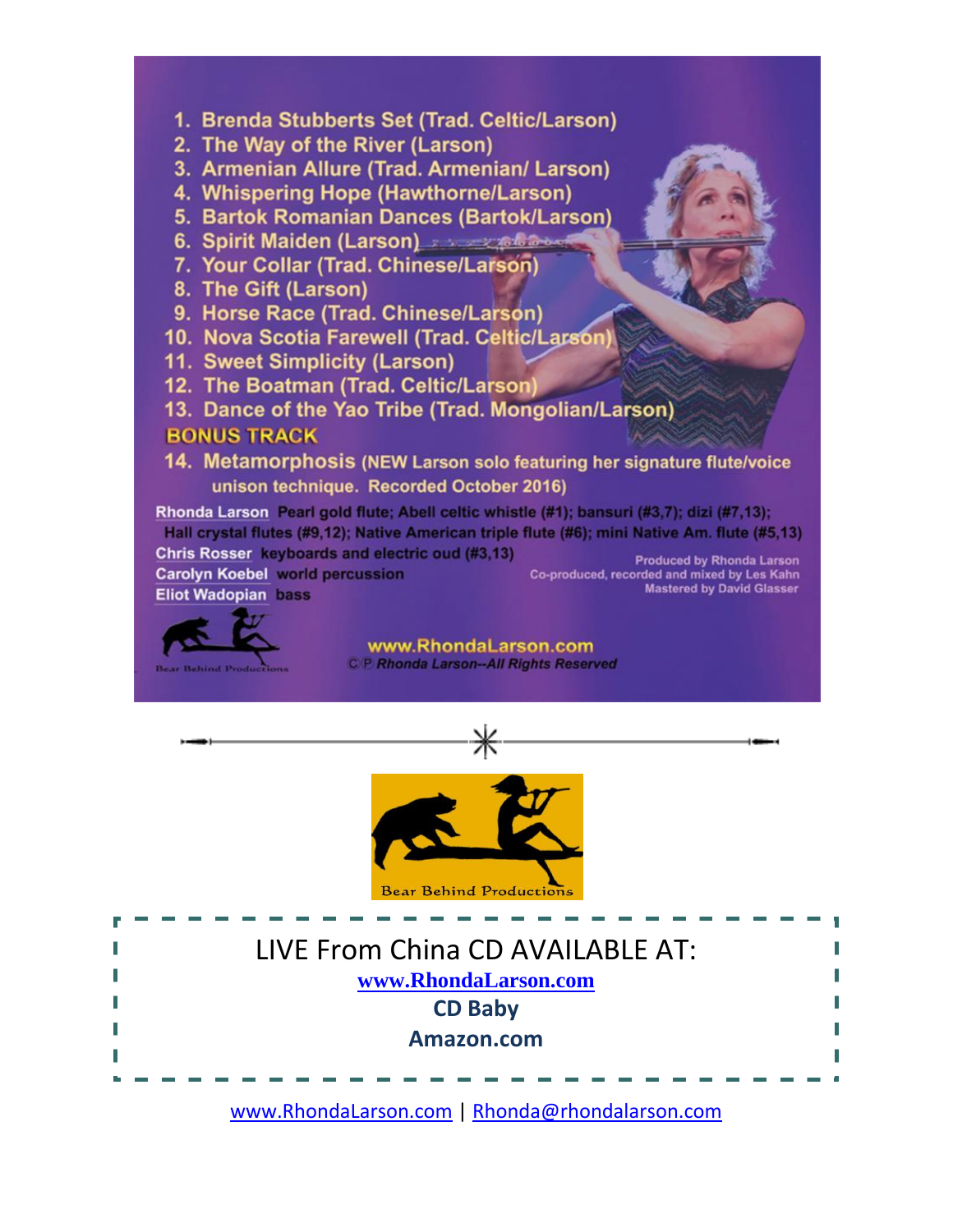1. Brenda Stubberts Set (Trad. Celtic/Larson)
2. The Way of the River (Larson)
3. Armenian Allure (Trad. Armenian/ Larson)
4. Whispering Hope (Hawthorne/Larson)
5. Bartok Romanian Dances (Bartok/Larson)
6. Spirit Maiden (Larson)
7. Your Collar (Trad. Chinese/Larson)
8. The Gift (Larson)
9. Horse Race (Trad. Chinese/Larson)
10. Nova Scotia Farewell (Trad. Celtic/Larson)
11. Sweet Simplicity (Larson)
12. The Boatman (Trad. Celtic/Larson)
13. Dance of the Yao Tribe (Trad. Mongolian/Larson)

**BONUS TRACK**

14. Metamorphosis (NEW Larson solo featuring her signature flute/voice unison technique. Recorded October 2016)

**Rhonda Larson** Pearl gold flute; Abell celtic whistle (#1); bansuri (#3,7); dizi (#7,13); Hall crystal flutes (#9,12); Native American triple flute (#6); mini Native Am. flute (#5,13)
**Chris Rosser** keyboards and electric oud (#3,13)
**Carolyn Koebel** world percussion
**Eliot Wadopian** bass

Produced by Rhonda Larson
Co-produced, recorded and mixed by Les Kahn
Mastered by David Glasser

Bear Behind Productions

www.RhondaLarson.com
*© ℗ Rhonda Larson--All Rights Reserved*

Bear Behind Productions

LIVE From China CD AVAILABLE AT:

**[www.RhondaLarson.com](http://www.RhondaLarson.com)**

**CD Baby**

**Amazon.com**

[www.RhondaLarson.com](http://www.RhondaLarson.com) | [Rhonda@rhondalarson.com](mailto:Rhonda@rhondalarson.com)